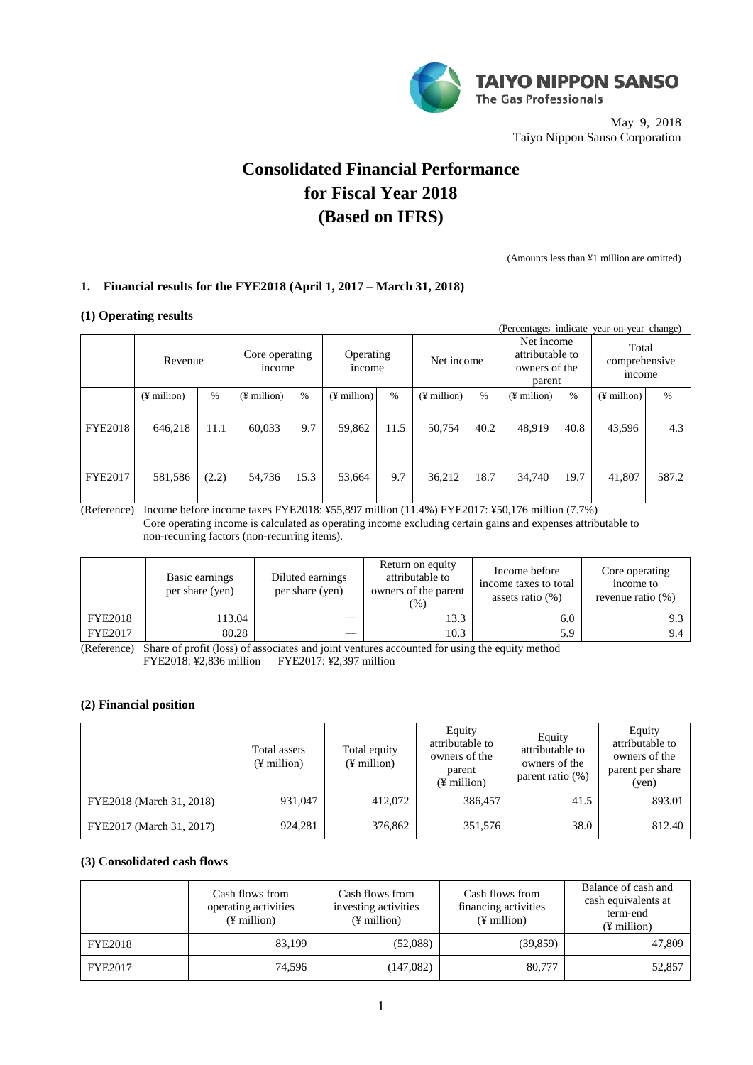TAIYO NIPPON SANSO
The Gas Professionals

May 9, 2018
Taiyo Nippon Sanso Corporation

# Consolidated Financial Performance for Fiscal Year 2018 (Based on IFRS)

(Amounts less than ¥1 million are omitted)

## 1. Financial results for the FYE2018 (April 1, 2017 – March 31, 2018)

### (1) Operating results

(Percentages indicate year-on-year change)

| | Revenue | | Core operating income | | Operating income | | Net income | | Net income attributable to owners of the parent | | Total comprehensive income | |
|---|---|---|---|---|---|---|---|---|---|---|---|---|
| | (¥ million) | % | (¥ million) | % | (¥ million) | % | (¥ million) | % | (¥ million) | % | (¥ million) | % |
| FYE2018 | 646,218 | 11.1 | 60,033 | 9.7 | 59,862 | 11.5 | 50,754 | 40.2 | 48,919 | 40.8 | 43,596 | 4.3 |
| FYE2017 | 581,586 | (2.2) | 54,736 | 15.3 | 53,664 | 9.7 | 36,212 | 18.7 | 34,740 | 19.7 | 41,807 | 587.2 |

(Reference) Income before income taxes FYE2018: ¥55,897 million (11.4%) FYE2017: ¥50,176 million (7.7%)
Core operating income is calculated as operating income excluding certain gains and expenses attributable to non-recurring factors (non-recurring items).

| | Basic earnings per share (yen) | Diluted earnings per share (yen) | Return on equity attributable to owners of the parent (%) | Income before income taxes to total assets ratio (%) | Core operating income to revenue ratio (%) |
|---|---|---|---|---|---|
| FYE2018 | 113.04 | — | 13.3 | 6.0 | 9.3 |
| FYE2017 | 80.28 | — | 10.3 | 5.9 | 9.4 |

(Reference) Share of profit (loss) of associates and joint ventures accounted for using the equity method
FYE2018: ¥2,836 million FYE2017: ¥2,397 million

### (2) Financial position

| | Total assets (¥ million) | Total equity (¥ million) | Equity attributable to owners of the parent (¥ million) | Equity attributable to owners of the parent ratio (%) | Equity attributable to owners of the parent per share (yen) |
|---|---|---|---|---|---|
| FYE2018 (March 31, 2018) | 931,047 | 412,072 | 386,457 | 41.5 | 893.01 |
| FYE2017 (March 31, 2017) | 924,281 | 376,862 | 351,576 | 38.0 | 812.40 |

### (3) Consolidated cash flows

| | Cash flows from operating activities (¥ million) | Cash flows from investing activities (¥ million) | Cash flows from financing activities (¥ million) | Balance of cash and cash equivalents at term-end (¥ million) |
|---|---|---|---|---|
| FYE2018 | 83,199 | (52,088) | (39,859) | 47,809 |
| FYE2017 | 74,596 | (147,082) | 80,777 | 52,857 |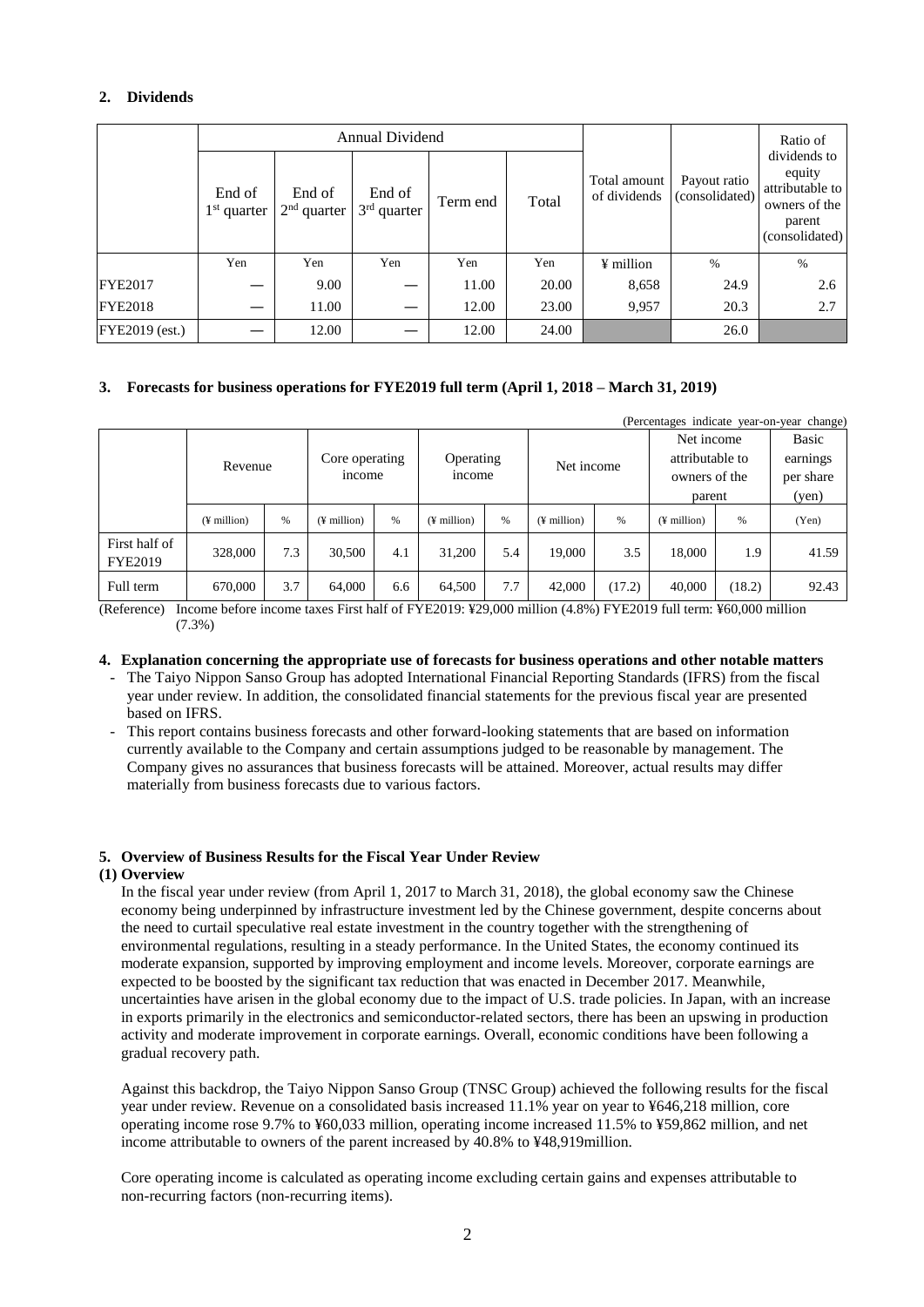## 2. Dividends

| | Annual Dividend | | | | | Total amount of dividends | Payout ratio (consolidated) | Ratio of dividends to equity attributable to owners of the parent (consolidated) |
|---|---|---|---|---|---|---|---|---|
| | End of 1st quarter | End of 2nd quarter | End of 3rd quarter | Term end | Total | | | |
| | Yen | Yen | Yen | Yen | Yen | ¥ million | % | % |
| FYE2017 | — | 9.00 | — | 11.00 | 20.00 | 8,658 | 24.9 | 2.6 |
| FYE2018 | — | 11.00 | — | 12.00 | 23.00 | 9,957 | 20.3 | 2.7 |
| FYE2019 (est.) | — | 12.00 | — | 12.00 | 24.00 | | 26.0 | |

## 3. Forecasts for business operations for FYE2019 full term (April 1, 2018 – March 31, 2019)

(Percentages indicate year-on-year change)

| | Revenue | | Core operating income | | Operating income | | Net income | | Net income attributable to owners of the parent | | Basic earnings per share (yen) |
|---|---|---|---|---|---|---|---|---|---|---|---|
| | (¥ million) | % | (¥ million) | % | (¥ million) | % | (¥ million) | % | (¥ million) | % | (Yen) |
| First half of FYE2019 | 328,000 | 7.3 | 30,500 | 4.1 | 31,200 | 5.4 | 19,000 | 3.5 | 18,000 | 1.9 | 41.59 |
| Full term | 670,000 | 3.7 | 64,000 | 6.6 | 64,500 | 7.7 | 42,000 | (17.2) | 40,000 | (18.2) | 92.43 |

(Reference) Income before income taxes First half of FYE2019: ¥29,000 million (4.8%) FYE2019 full term: ¥60,000 million (7.3%)

## 4. Explanation concerning the appropriate use of forecasts for business operations and other notable matters

- The Taiyo Nippon Sanso Group has adopted International Financial Reporting Standards (IFRS) from the fiscal year under review. In addition, the consolidated financial statements for the previous fiscal year are presented based on IFRS.
- This report contains business forecasts and other forward-looking statements that are based on information currently available to the Company and certain assumptions judged to be reasonable by management. The Company gives no assurances that business forecasts will be attained. Moreover, actual results may differ materially from business forecasts due to various factors.

## 5. Overview of Business Results for the Fiscal Year Under Review

### (1) Overview

In the fiscal year under review (from April 1, 2017 to March 31, 2018), the global economy saw the Chinese economy being underpinned by infrastructure investment led by the Chinese government, despite concerns about the need to curtail speculative real estate investment in the country together with the strengthening of environmental regulations, resulting in a steady performance. In the United States, the economy continued its moderate expansion, supported by improving employment and income levels. Moreover, corporate earnings are expected to be boosted by the significant tax reduction that was enacted in December 2017. Meanwhile, uncertainties have arisen in the global economy due to the impact of U.S. trade policies. In Japan, with an increase in exports primarily in the electronics and semiconductor-related sectors, there has been an upswing in production activity and moderate improvement in corporate earnings. Overall, economic conditions have been following a gradual recovery path.

Against this backdrop, the Taiyo Nippon Sanso Group (TNSC Group) achieved the following results for the fiscal year under review. Revenue on a consolidated basis increased 11.1% year on year to ¥646,218 million, core operating income rose 9.7% to ¥60,033 million, operating income increased 11.5% to ¥59,862 million, and net income attributable to owners of the parent increased by 40.8% to ¥48,919million.

Core operating income is calculated as operating income excluding certain gains and expenses attributable to non-recurring factors (non-recurring items).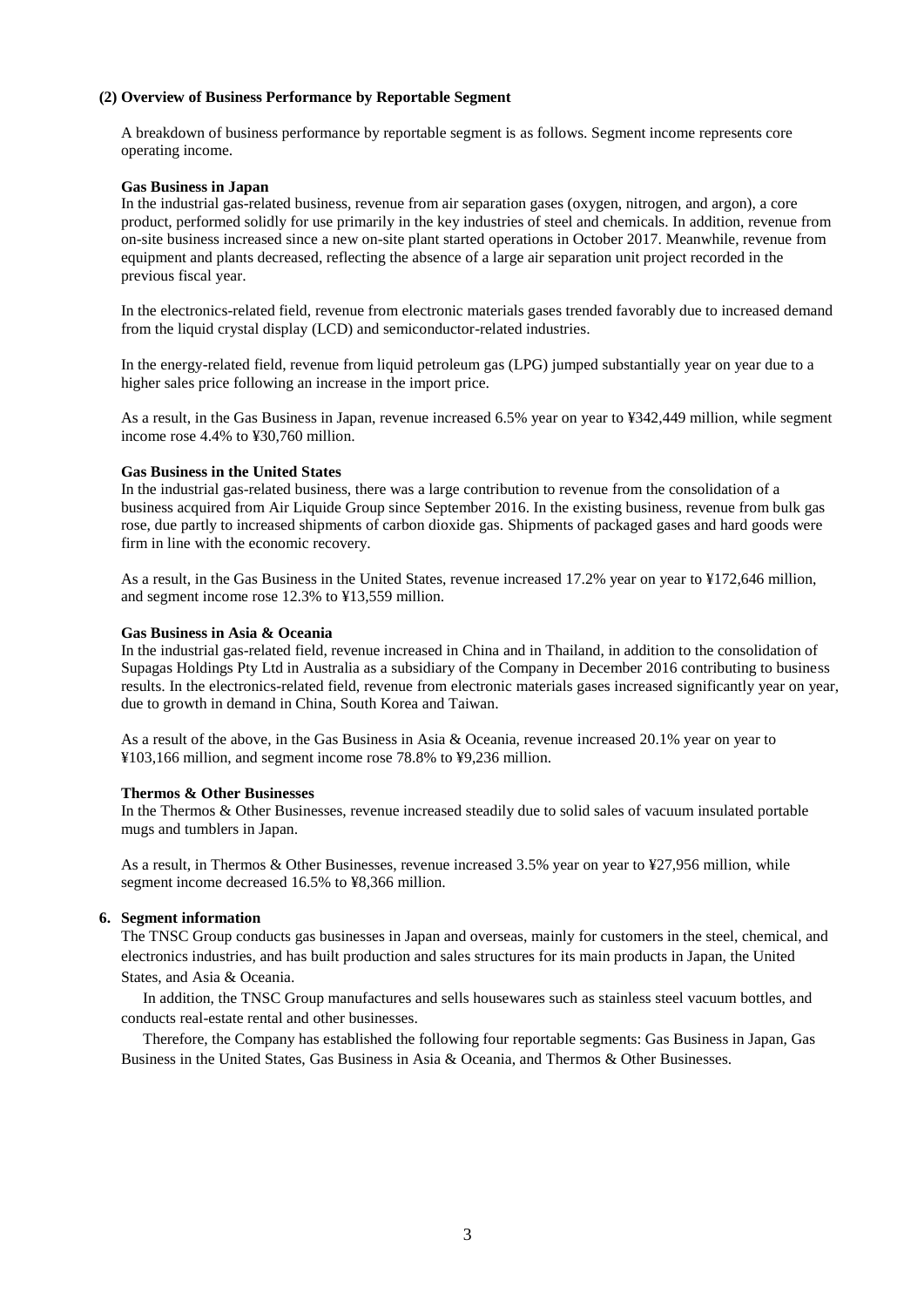### (2) Overview of Business Performance by Reportable Segment

A breakdown of business performance by reportable segment is as follows. Segment income represents core operating income.

**Gas Business in Japan**

In the industrial gas-related business, revenue from air separation gases (oxygen, nitrogen, and argon), a core product, performed solidly for use primarily in the key industries of steel and chemicals. In addition, revenue from on-site business increased since a new on-site plant started operations in October 2017. Meanwhile, revenue from equipment and plants decreased, reflecting the absence of a large air separation unit project recorded in the previous fiscal year.

In the electronics-related field, revenue from electronic materials gases trended favorably due to increased demand from the liquid crystal display (LCD) and semiconductor-related industries.

In the energy-related field, revenue from liquid petroleum gas (LPG) jumped substantially year on year due to a higher sales price following an increase in the import price.

As a result, in the Gas Business in Japan, revenue increased 6.5% year on year to ¥342,449 million, while segment income rose 4.4% to ¥30,760 million.

**Gas Business in the United States**

In the industrial gas-related business, there was a large contribution to revenue from the consolidation of a business acquired from Air Liquide Group since September 2016. In the existing business, revenue from bulk gas rose, due partly to increased shipments of carbon dioxide gas. Shipments of packaged gases and hard goods were firm in line with the economic recovery.

As a result, in the Gas Business in the United States, revenue increased 17.2% year on year to ¥172,646 million, and segment income rose 12.3% to ¥13,559 million.

**Gas Business in Asia & Oceania**

In the industrial gas-related field, revenue increased in China and in Thailand, in addition to the consolidation of Supagas Holdings Pty Ltd in Australia as a subsidiary of the Company in December 2016 contributing to business results. In the electronics-related field, revenue from electronic materials gases increased significantly year on year, due to growth in demand in China, South Korea and Taiwan.

As a result of the above, in the Gas Business in Asia & Oceania, revenue increased 20.1% year on year to ¥103,166 million, and segment income rose 78.8% to ¥9,236 million.

**Thermos & Other Businesses**

In the Thermos & Other Businesses, revenue increased steadily due to solid sales of vacuum insulated portable mugs and tumblers in Japan.

As a result, in Thermos & Other Businesses, revenue increased 3.5% year on year to ¥27,956 million, while segment income decreased 16.5% to ¥8,366 million.

### 6. Segment information

The TNSC Group conducts gas businesses in Japan and overseas, mainly for customers in the steel, chemical, and electronics industries, and has built production and sales structures for its main products in Japan, the United States, and Asia & Oceania.

In addition, the TNSC Group manufactures and sells housewares such as stainless steel vacuum bottles, and conducts real-estate rental and other businesses.

Therefore, the Company has established the following four reportable segments: Gas Business in Japan, Gas Business in the United States, Gas Business in Asia & Oceania, and Thermos & Other Businesses.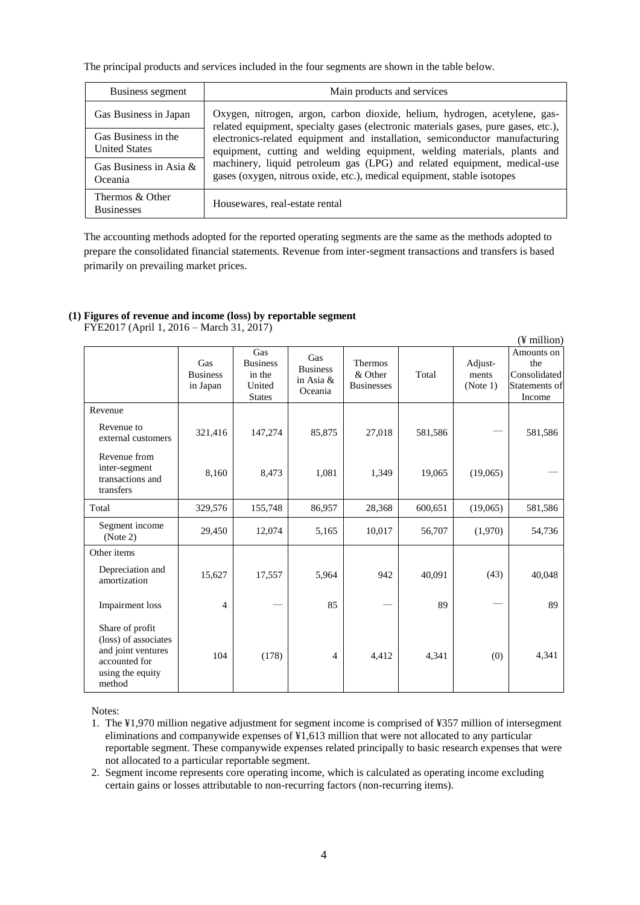The principal products and services included in the four segments are shown in the table below.

| Business segment | Main products and services |
|---|---|
| Gas Business in Japan | Oxygen, nitrogen, argon, carbon dioxide, helium, hydrogen, acetylene, gas-related equipment, specialty gases (electronic materials gases, pure gases, etc.), electronics-related equipment and installation, semiconductor manufacturing equipment, cutting and welding equipment, welding materials, plants and machinery, liquid petroleum gas (LPG) and related equipment, medical-use gases (oxygen, nitrous oxide, etc.), medical equipment, stable isotopes |
| Gas Business in the United States | |
| Gas Business in Asia & Oceania | |
| Thermos & Other Businesses | Housewares, real-estate rental |

The accounting methods adopted for the reported operating segments are the same as the methods adopted to prepare the consolidated financial statements. Revenue from inter-segment transactions and transfers is based primarily on prevailing market prices.

**(1) Figures of revenue and income (loss) by reportable segment**

FYE2017 (April 1, 2016 – March 31, 2017)

(¥ million)

| | Gas Business in Japan | Gas Business in the United States | Gas Business in Asia & Oceania | Thermos & Other Businesses | Total | Adjust-ments (Note 1) | Amounts on the Consolidated Statements of Income |
|---|---|---|---|---|---|---|---|
| Revenue | | | | | | | |
| Revenue to external customers | 321,416 | 147,274 | 85,875 | 27,018 | 581,586 | — | 581,586 |
| Revenue from inter-segment transactions and transfers | 8,160 | 8,473 | 1,081 | 1,349 | 19,065 | (19,065) | — |
| Total | 329,576 | 155,748 | 86,957 | 28,368 | 600,651 | (19,065) | 581,586 |
| Segment income (Note 2) | 29,450 | 12,074 | 5,165 | 10,017 | 56,707 | (1,970) | 54,736 |
| Other items | | | | | | | |
| Depreciation and amortization | 15,627 | 17,557 | 5,964 | 942 | 40,091 | (43) | 40,048 |
| Impairment loss | 4 | — | 85 | — | 89 | — | 89 |
| Share of profit (loss) of associates and joint ventures accounted for using the equity method | 104 | (178) | 4 | 4,412 | 4,341 | (0) | 4,341 |

Notes:

1. The ¥1,970 million negative adjustment for segment income is comprised of ¥357 million of intersegment eliminations and companywide expenses of ¥1,613 million that were not allocated to any particular reportable segment. These companywide expenses related principally to basic research expenses that were not allocated to a particular reportable segment.
2. Segment income represents core operating income, which is calculated as operating income excluding certain gains or losses attributable to non-recurring factors (non-recurring items).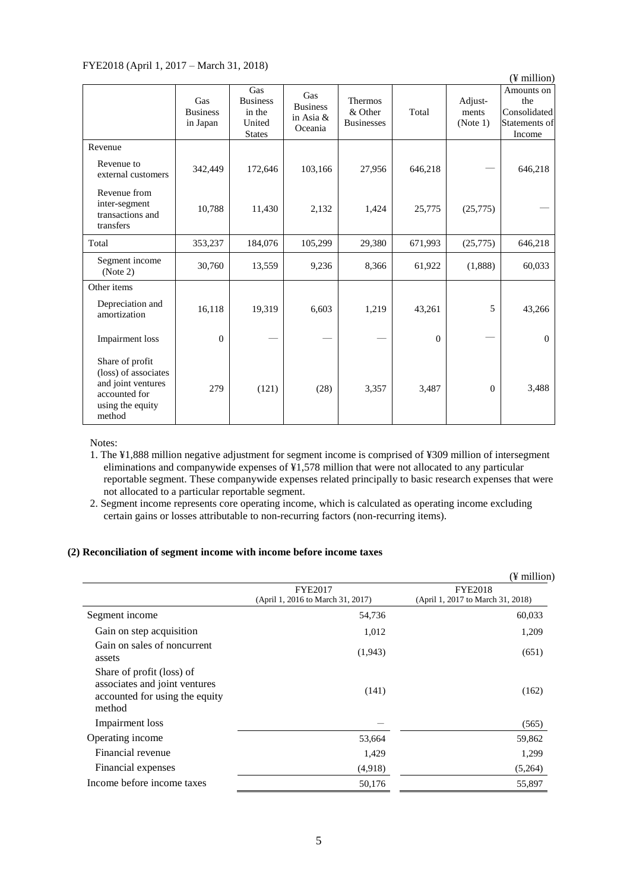FYE2018 (April 1, 2017 – March 31, 2018)

(¥ million)

| | Gas Business in Japan | Gas Business in the United States | Gas Business in Asia & Oceania | Thermos & Other Businesses | Total | Adjust-ments (Note 1) | Amounts on the Consolidated Statements of Income |
|---|---|---|---|---|---|---|---|
| Revenue | | | | | | | |
| Revenue to external customers | 342,449 | 172,646 | 103,166 | 27,956 | 646,218 | — | 646,218 |
| Revenue from inter-segment transactions and transfers | 10,788 | 11,430 | 2,132 | 1,424 | 25,775 | (25,775) | — |
| Total | 353,237 | 184,076 | 105,299 | 29,380 | 671,993 | (25,775) | 646,218 |
| Segment income (Note 2) | 30,760 | 13,559 | 9,236 | 8,366 | 61,922 | (1,888) | 60,033 |
| Other items | | | | | | | |
| Depreciation and amortization | 16,118 | 19,319 | 6,603 | 1,219 | 43,261 | 5 | 43,266 |
| Impairment loss | 0 | — | — | — | 0 | — | 0 |
| Share of profit (loss) of associates and joint ventures accounted for using the equity method | 279 | (121) | (28) | 3,357 | 3,487 | 0 | 3,488 |

Notes:

1. The ¥1,888 million negative adjustment for segment income is comprised of ¥309 million of intersegment eliminations and companywide expenses of ¥1,578 million that were not allocated to any particular reportable segment. These companywide expenses related principally to basic research expenses that were not allocated to a particular reportable segment.
2. Segment income represents core operating income, which is calculated as operating income excluding certain gains or losses attributable to non-recurring factors (non-recurring items).

### (2) Reconciliation of segment income with income before income taxes

(¥ million)

| | FYE2017 (April 1, 2016 to March 31, 2017) | FYE2018 (April 1, 2017 to March 31, 2018) |
|---|---|---|
| Segment income | 54,736 | 60,033 |
| Gain on step acquisition | 1,012 | 1,209 |
| Gain on sales of noncurrent assets | (1,943) | (651) |
| Share of profit (loss) of associates and joint ventures accounted for using the equity method | (141) | (162) |
| Impairment loss | — | (565) |
| Operating income | 53,664 | 59,862 |
| Financial revenue | 1,429 | 1,299 |
| Financial expenses | (4,918) | (5,264) |
| Income before income taxes | 50,176 | 55,897 |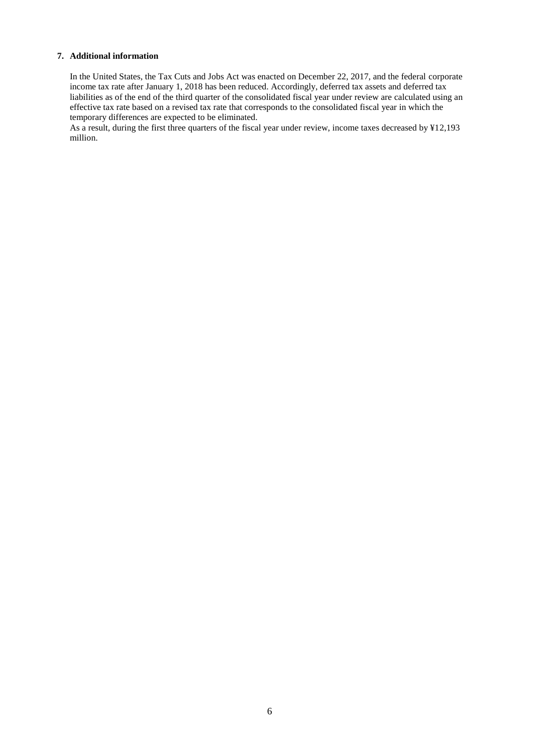## 7. Additional information

In the United States, the Tax Cuts and Jobs Act was enacted on December 22, 2017, and the federal corporate income tax rate after January 1, 2018 has been reduced. Accordingly, deferred tax assets and deferred tax liabilities as of the end of the third quarter of the consolidated fiscal year under review are calculated using an effective tax rate based on a revised tax rate that corresponds to the consolidated fiscal year in which the temporary differences are expected to be eliminated.

As a result, during the first three quarters of the fiscal year under review, income taxes decreased by ¥12,193 million.